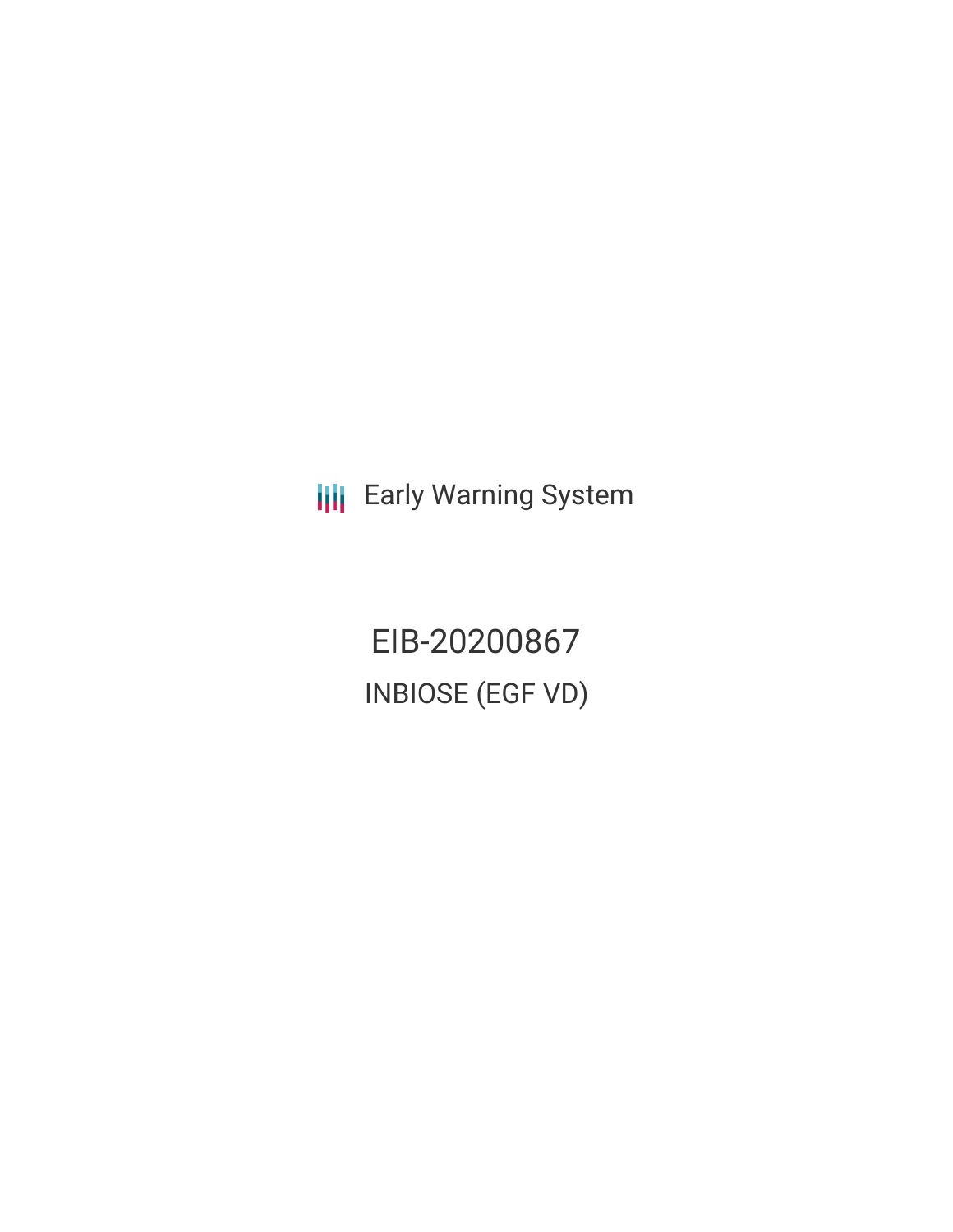Early Warning System

# EIB-20200867

## INBIOSE (EGF VD)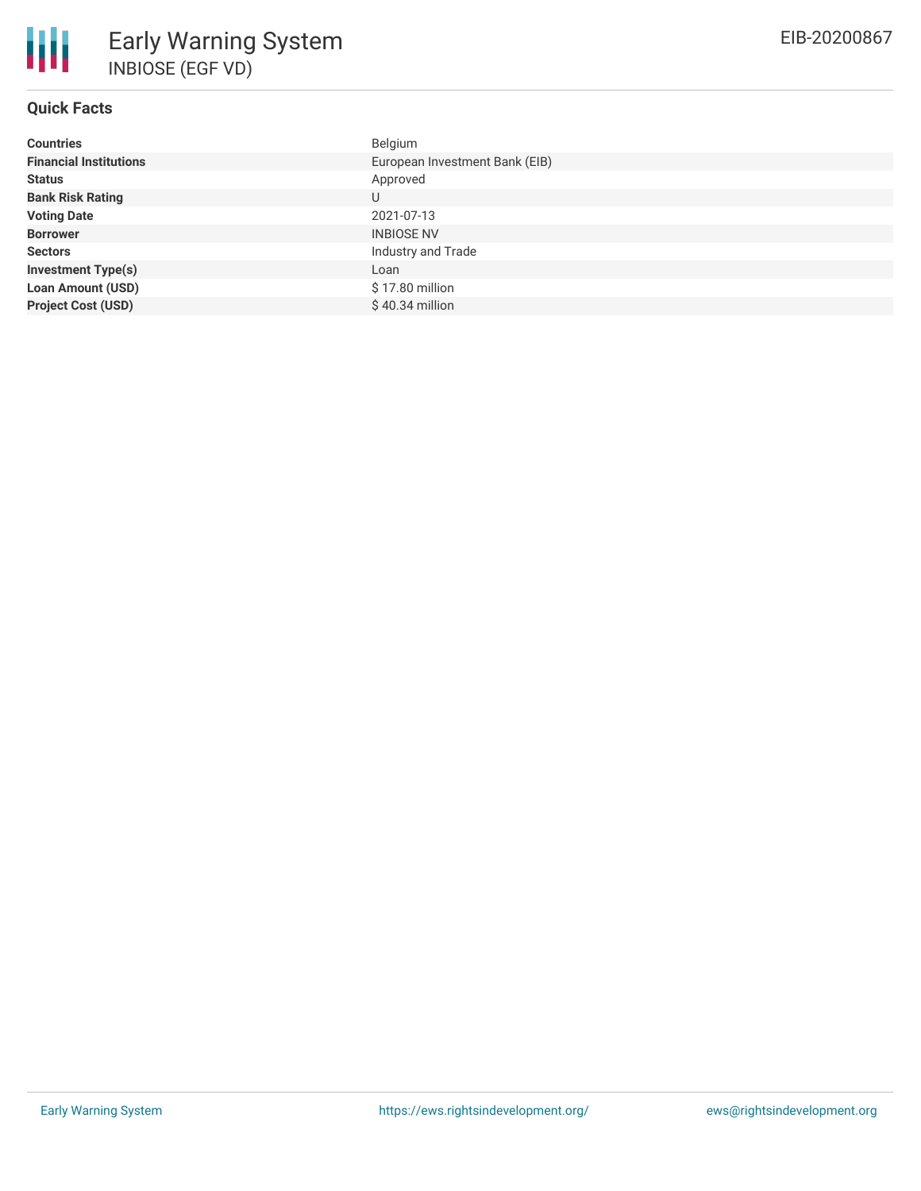# Early Warning System

## INBIOSE (EGF VD)

EIB-20200867

### Quick Facts

| | |
|---|---|
| **Countries** | Belgium |
| **Financial Institutions** | European Investment Bank (EIB) |
| **Status** | Approved |
| **Bank Risk Rating** | U |
| **Voting Date** | 2021-07-13 |
| **Borrower** | INBIOSE NV |
| **Sectors** | Industry and Trade |
| **Investment Type(s)** | Loan |
| **Loan Amount (USD)** | $ 17.80 million |
| **Project Cost (USD)** | $ 40.34 million |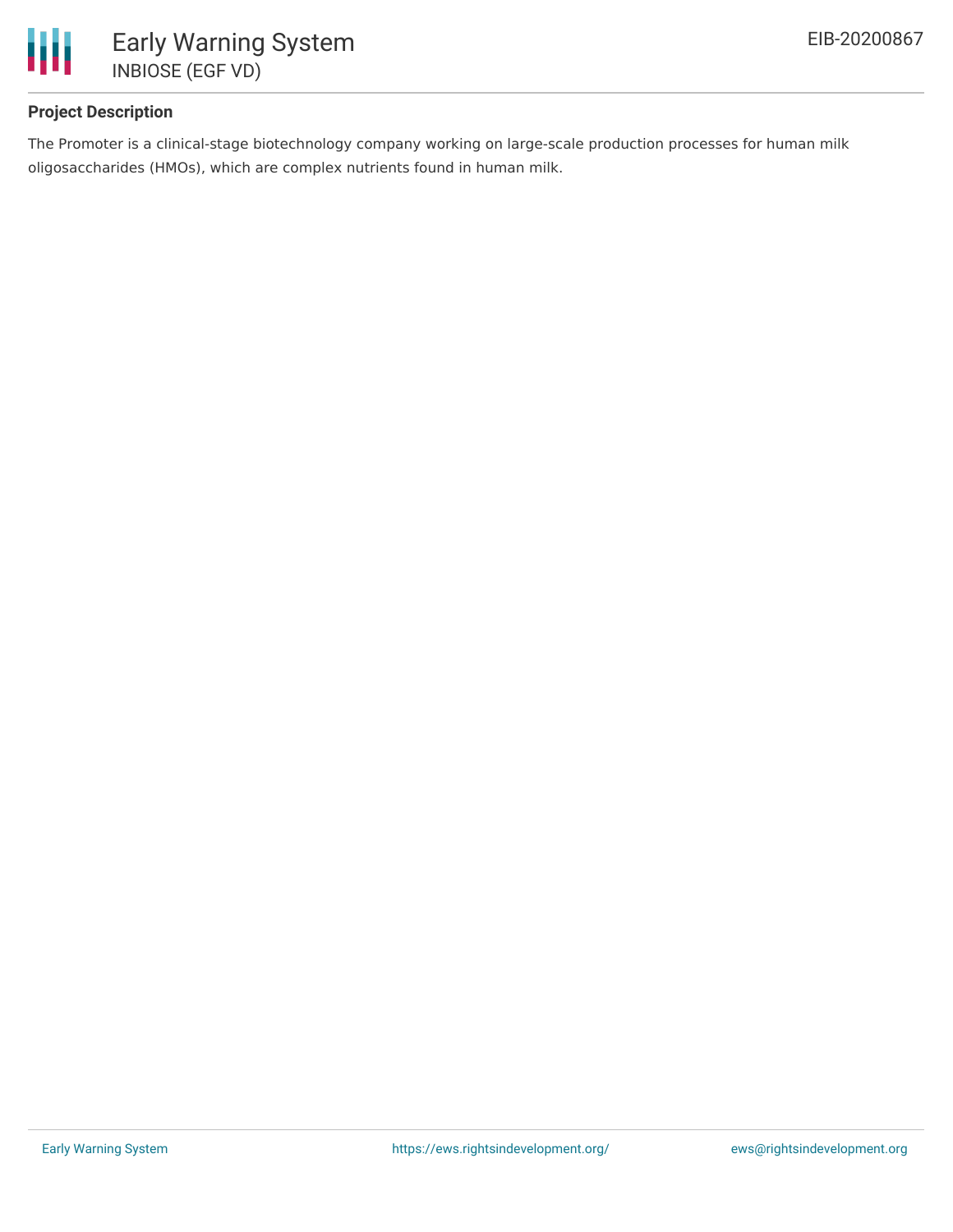### Project Description

The Promoter is a clinical-stage biotechnology company working on large-scale production processes for human milk oligosaccharides (HMOs), which are complex nutrients found in human milk.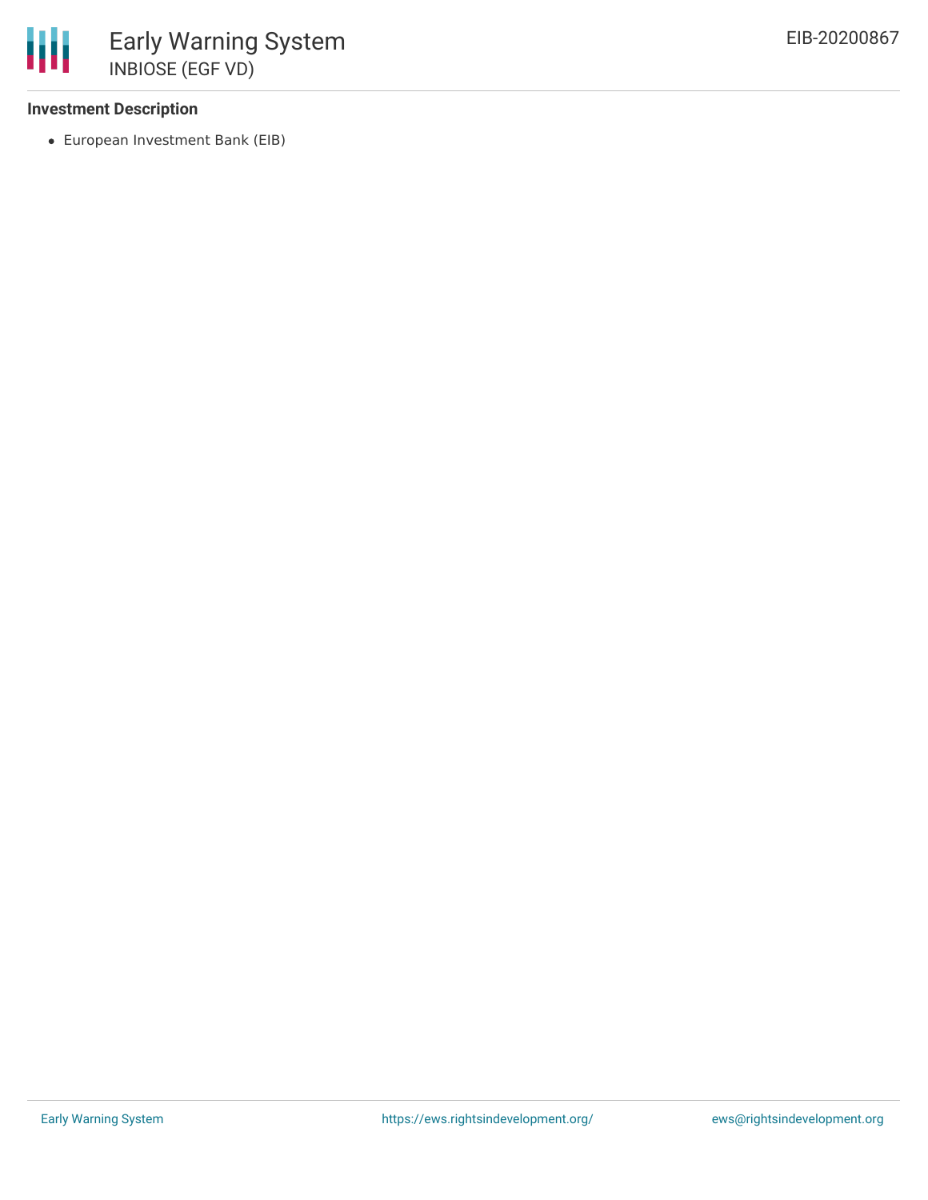**Investment Description**

- European Investment Bank (EIB)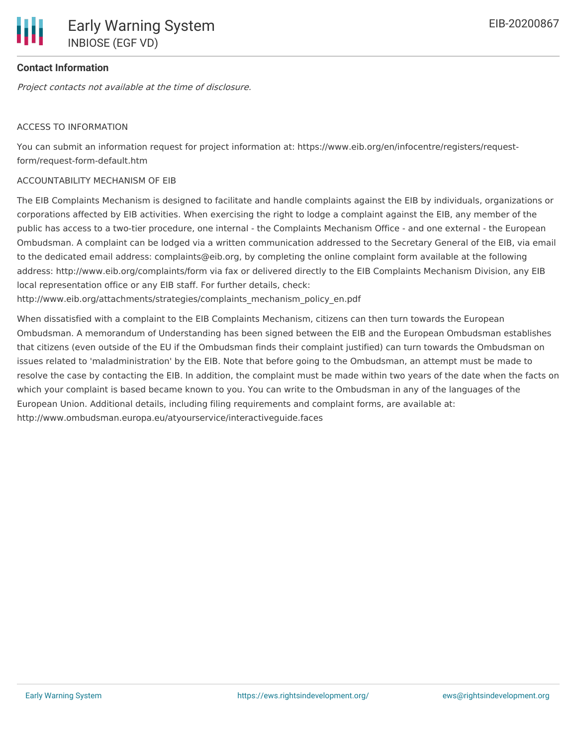**Contact Information**

*Project contacts not available at the time of disclosure.*

ACCESS TO INFORMATION

You can submit an information request for project information at: https://www.eib.org/en/infocentre/registers/request-form/request-form-default.htm

ACCOUNTABILITY MECHANISM OF EIB

The EIB Complaints Mechanism is designed to facilitate and handle complaints against the EIB by individuals, organizations or corporations affected by EIB activities. When exercising the right to lodge a complaint against the EIB, any member of the public has access to a two-tier procedure, one internal - the Complaints Mechanism Office - and one external - the European Ombudsman. A complaint can be lodged via a written communication addressed to the Secretary General of the EIB, via email to the dedicated email address: complaints@eib.org, by completing the online complaint form available at the following address: http://www.eib.org/complaints/form via fax or delivered directly to the EIB Complaints Mechanism Division, any EIB local representation office or any EIB staff. For further details, check: http://www.eib.org/attachments/strategies/complaints_mechanism_policy_en.pdf

When dissatisfied with a complaint to the EIB Complaints Mechanism, citizens can then turn towards the European Ombudsman. A memorandum of Understanding has been signed between the EIB and the European Ombudsman establishes that citizens (even outside of the EU if the Ombudsman finds their complaint justified) can turn towards the Ombudsman on issues related to 'maladministration' by the EIB. Note that before going to the Ombudsman, an attempt must be made to resolve the case by contacting the EIB. In addition, the complaint must be made within two years of the date when the facts on which your complaint is based became known to you. You can write to the Ombudsman in any of the languages of the European Union. Additional details, including filing requirements and complaint forms, are available at: http://www.ombudsman.europa.eu/atyourservice/interactiveguide.faces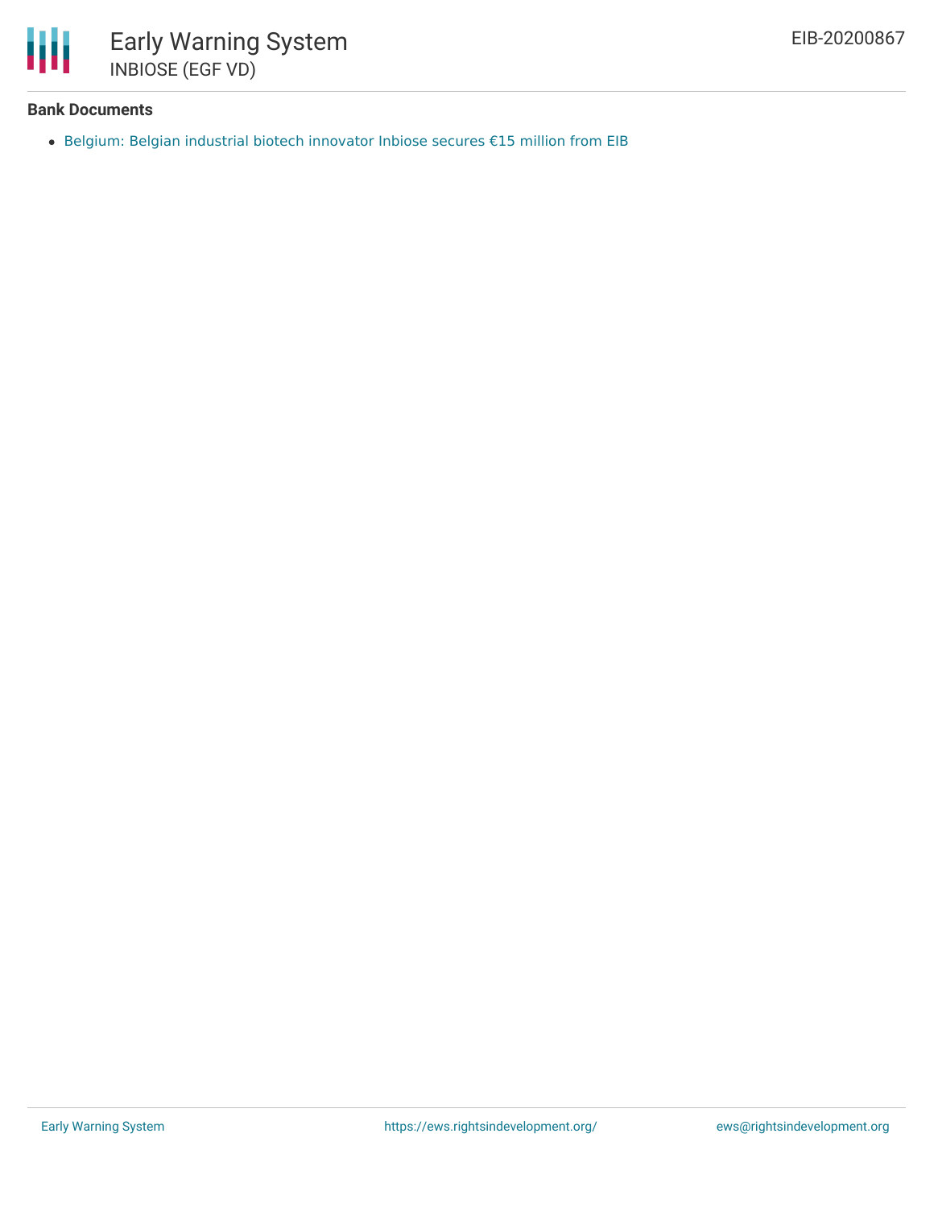**Bank Documents**

- Belgium: Belgian industrial biotech innovator Inbiose secures €15 million from EIB